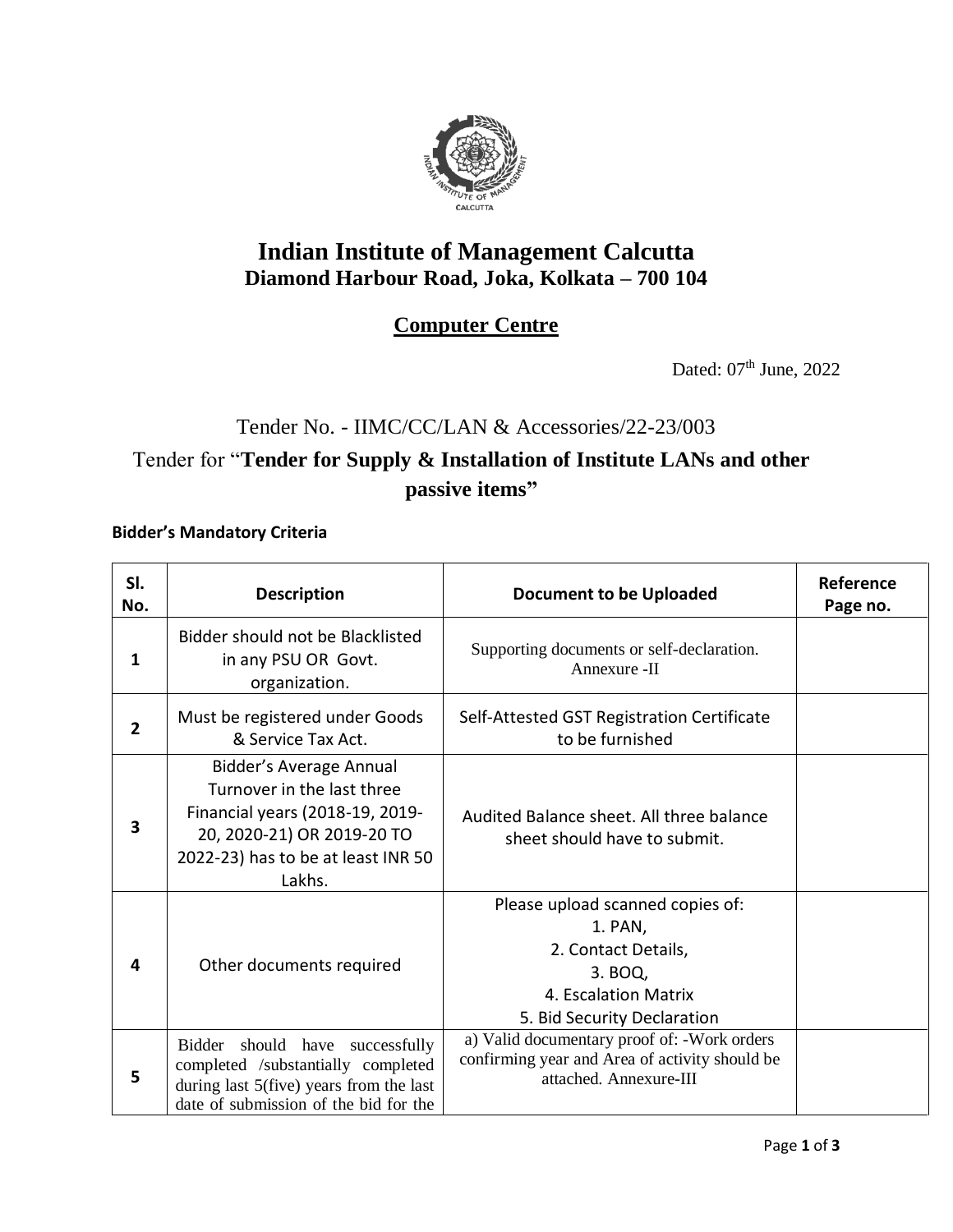# Indian Institute of Management Calcutta
## Diamond Harbour Road, Joka, Kolkata – 700 104

## Computer Centre

Dated: 07th June, 2022

Tender No. - IIMC/CC/LAN & Accessories/22-23/003

Tender for "**Tender for Supply & Installation of Institute LANs and other passive items"**

**Bidder's Mandatory Criteria**

| Sl. No. | Description | Document to be Uploaded | Reference Page no. |
|---|---|---|---|
| **1** | Bidder should not be Blacklisted in any PSU OR Govt. organization. | Supporting documents or self-declaration. Annexure -II | |
| **2** | Must be registered under Goods & Service Tax Act. | Self-Attested GST Registration Certificate to be furnished | |
| **3** | Bidder's Average Annual Turnover in the last three Financial years (2018-19, 2019-20, 2020-21) OR 2019-20 TO 2022-23) has to be at least INR 50 Lakhs. | Audited Balance sheet. All three balance sheet should have to submit. | |
| **4** | Other documents required | Please upload scanned copies of:<br>1. PAN,<br>2. Contact Details,<br>3. BOQ,<br>4. Escalation Matrix<br>5. Bid Security Declaration | |
| **5** | Bidder should have successfully completed /substantially completed during last 5(five) years from the last date of submission of the bid for the | a) Valid documentary proof of: -Work orders confirming year and Area of activity should be attached. Annexure-III | |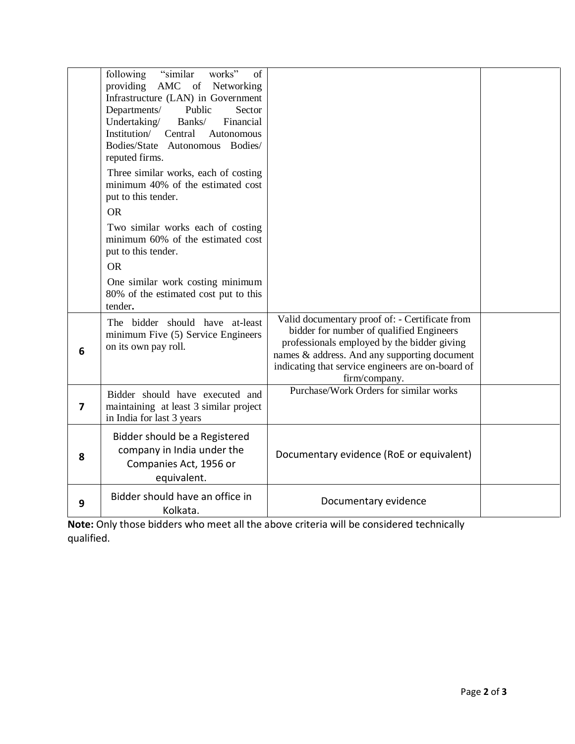| | | | |
|---|---|---|---|
| | following "similar works" of providing AMC of Networking Infrastructure (LAN) in Government Departments/ Public Sector Undertaking/ Banks/ Financial Institution/ Central Autonomous Bodies/State Autonomous Bodies/ reputed firms.<br><br>Three similar works, each of costing minimum 40% of the estimated cost put to this tender.<br><br>OR<br><br>Two similar works each of costing minimum 60% of the estimated cost put to this tender.<br><br>OR<br><br>One similar work costing minimum 80% of the estimated cost put to this tender. | | |
| **6** | The bidder should have at-least minimum Five (5) Service Engineers on its own pay roll. | Valid documentary proof of: - Certificate from bidder for number of qualified Engineers professionals employed by the bidder giving names & address. And any supporting document indicating that service engineers are on-board of firm/company. | |
| **7** | Bidder should have executed and maintaining at least 3 similar project in India for last 3 years | Purchase/Work Orders for similar works | |
| **8** | Bidder should be a Registered company in India under the Companies Act, 1956 or equivalent. | Documentary evidence (RoE or equivalent) | |
| **9** | Bidder should have an office in Kolkata. | Documentary evidence | |

**Note:** Only those bidders who meet all the above criteria will be considered technically qualified.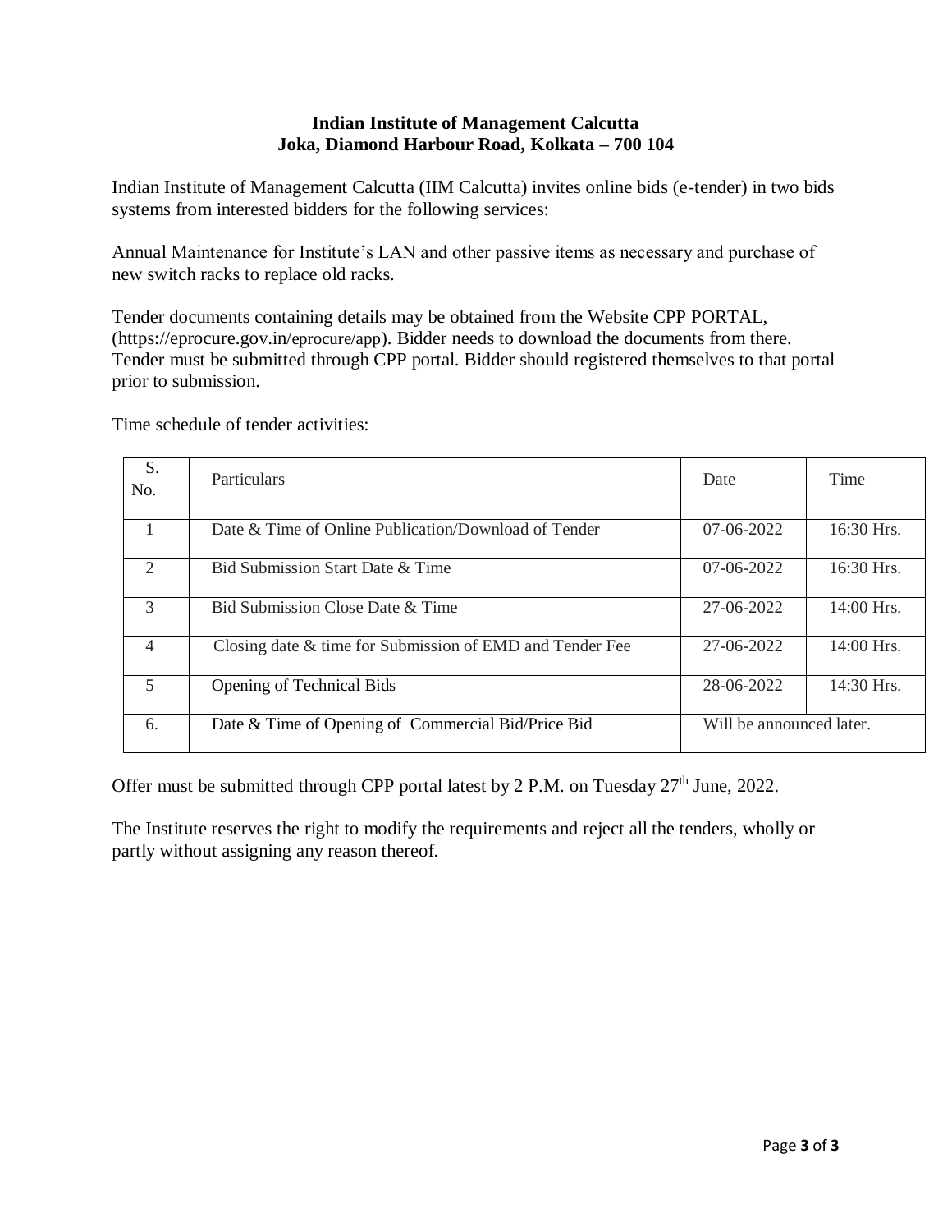**Indian Institute of Management Calcutta**
**Joka, Diamond Harbour Road, Kolkata – 700 104**

Indian Institute of Management Calcutta (IIM Calcutta) invites online bids (e-tender) in two bids systems from interested bidders for the following services:

Annual Maintenance for Institute's LAN and other passive items as necessary and purchase of new switch racks to replace old racks.

Tender documents containing details may be obtained from the Website CPP PORTAL, (https://eprocure.gov.in/eprocure/app). Bidder needs to download the documents from there. Tender must be submitted through CPP portal. Bidder should registered themselves to that portal prior to submission.

Time schedule of tender activities:

| S. No. | Particulars | Date | Time |
|---|---|---|---|
| 1 | Date & Time of Online Publication/Download of Tender | 07-06-2022 | 16:30 Hrs. |
| 2 | Bid Submission Start Date & Time | 07-06-2022 | 16:30 Hrs. |
| 3 | Bid Submission Close Date & Time | 27-06-2022 | 14:00 Hrs. |
| 4 | Closing date & time for Submission of EMD and Tender Fee | 27-06-2022 | 14:00 Hrs. |
| 5 | Opening of Technical Bids | 28-06-2022 | 14:30 Hrs. |
| 6. | Date & Time of Opening of Commercial Bid/Price Bid | Will be announced later. | |

Offer must be submitted through CPP portal latest by 2 P.M. on Tuesday 27th June, 2022.

The Institute reserves the right to modify the requirements and reject all the tenders, wholly or partly without assigning any reason thereof.